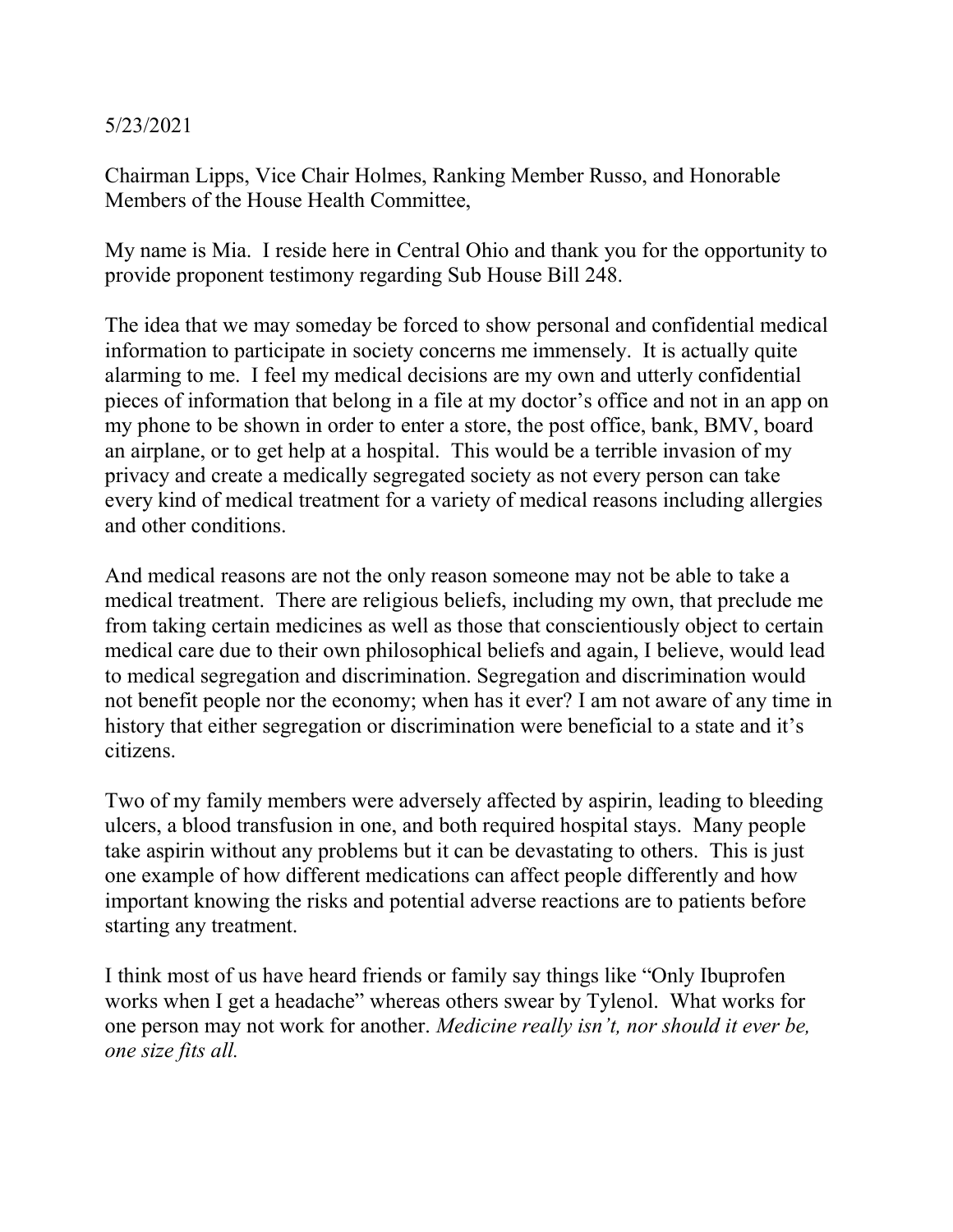5/23/2021

Chairman Lipps, Vice Chair Holmes, Ranking Member Russo, and Honorable Members of the House Health Committee,

My name is Mia. I reside here in Central Ohio and thank you for the opportunity to provide proponent testimony regarding Sub House Bill 248.

The idea that we may someday be forced to show personal and confidential medical information to participate in society concerns me immensely. It is actually quite alarming to me. I feel my medical decisions are my own and utterly confidential pieces of information that belong in a file at my doctor's office and not in an app on my phone to be shown in order to enter a store, the post office, bank, BMV, board an airplane, or to get help at a hospital. This would be a terrible invasion of my privacy and create a medically segregated society as not every person can take every kind of medical treatment for a variety of medical reasons including allergies and other conditions.

And medical reasons are not the only reason someone may not be able to take a medical treatment. There are religious beliefs, including my own, that preclude me from taking certain medicines as well as those that conscientiously object to certain medical care due to their own philosophical beliefs and again, I believe, would lead to medical segregation and discrimination. Segregation and discrimination would not benefit people nor the economy; when has it ever? I am not aware of any time in history that either segregation or discrimination were beneficial to a state and it's citizens.

Two of my family members were adversely affected by aspirin, leading to bleeding ulcers, a blood transfusion in one, and both required hospital stays. Many people take aspirin without any problems but it can be devastating to others. This is just one example of how different medications can affect people differently and how important knowing the risks and potential adverse reactions are to patients before starting any treatment.

I think most of us have heard friends or family say things like "Only Ibuprofen works when I get a headache" whereas others swear by Tylenol. What works for one person may not work for another. *Medicine really isn't, nor should it ever be, one size fits all.*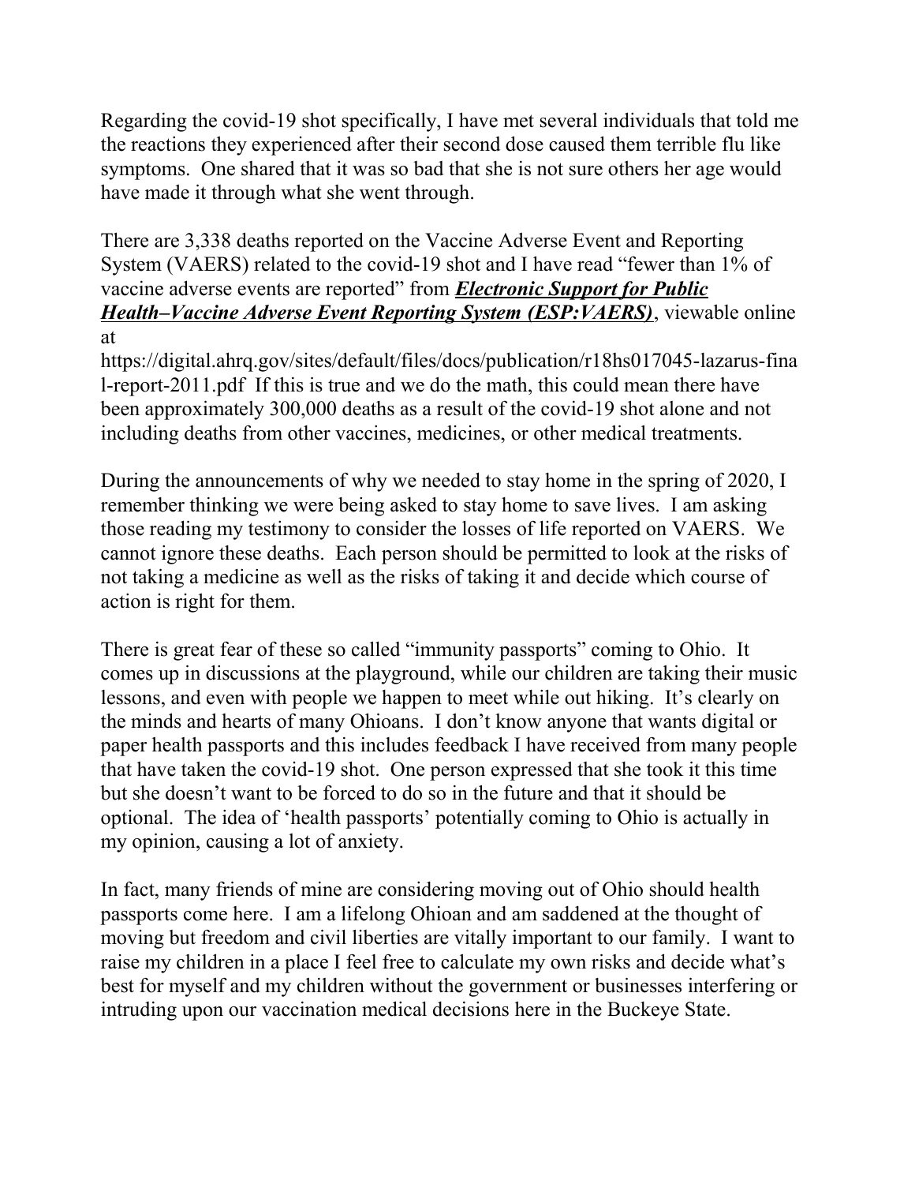Regarding the covid-19 shot specifically, I have met several individuals that told me the reactions they experienced after their second dose caused them terrible flu like symptoms. One shared that it was so bad that she is not sure others her age would have made it through what she went through.

There are 3,338 deaths reported on the Vaccine Adverse Event and Reporting System (VAERS) related to the covid-19 shot and I have read "fewer than 1% of vaccine adverse events are reported" from ***Electronic Support for Public Health–Vaccine Adverse Event Reporting System (ESP:VAERS)***, viewable online at https://digital.ahrq.gov/sites/default/files/docs/publication/r18hs017045-lazarus-final-report-2011.pdf If this is true and we do the math, this could mean there have been approximately 300,000 deaths as a result of the covid-19 shot alone and not including deaths from other vaccines, medicines, or other medical treatments.

During the announcements of why we needed to stay home in the spring of 2020, I remember thinking we were being asked to stay home to save lives. I am asking those reading my testimony to consider the losses of life reported on VAERS. We cannot ignore these deaths. Each person should be permitted to look at the risks of not taking a medicine as well as the risks of taking it and decide which course of action is right for them.

There is great fear of these so called "immunity passports" coming to Ohio. It comes up in discussions at the playground, while our children are taking their music lessons, and even with people we happen to meet while out hiking. It's clearly on the minds and hearts of many Ohioans. I don't know anyone that wants digital or paper health passports and this includes feedback I have received from many people that have taken the covid-19 shot. One person expressed that she took it this time but she doesn't want to be forced to do so in the future and that it should be optional. The idea of 'health passports' potentially coming to Ohio is actually in my opinion, causing a lot of anxiety.

In fact, many friends of mine are considering moving out of Ohio should health passports come here. I am a lifelong Ohioan and am saddened at the thought of moving but freedom and civil liberties are vitally important to our family. I want to raise my children in a place I feel free to calculate my own risks and decide what's best for myself and my children without the government or businesses interfering or intruding upon our vaccination medical decisions here in the Buckeye State.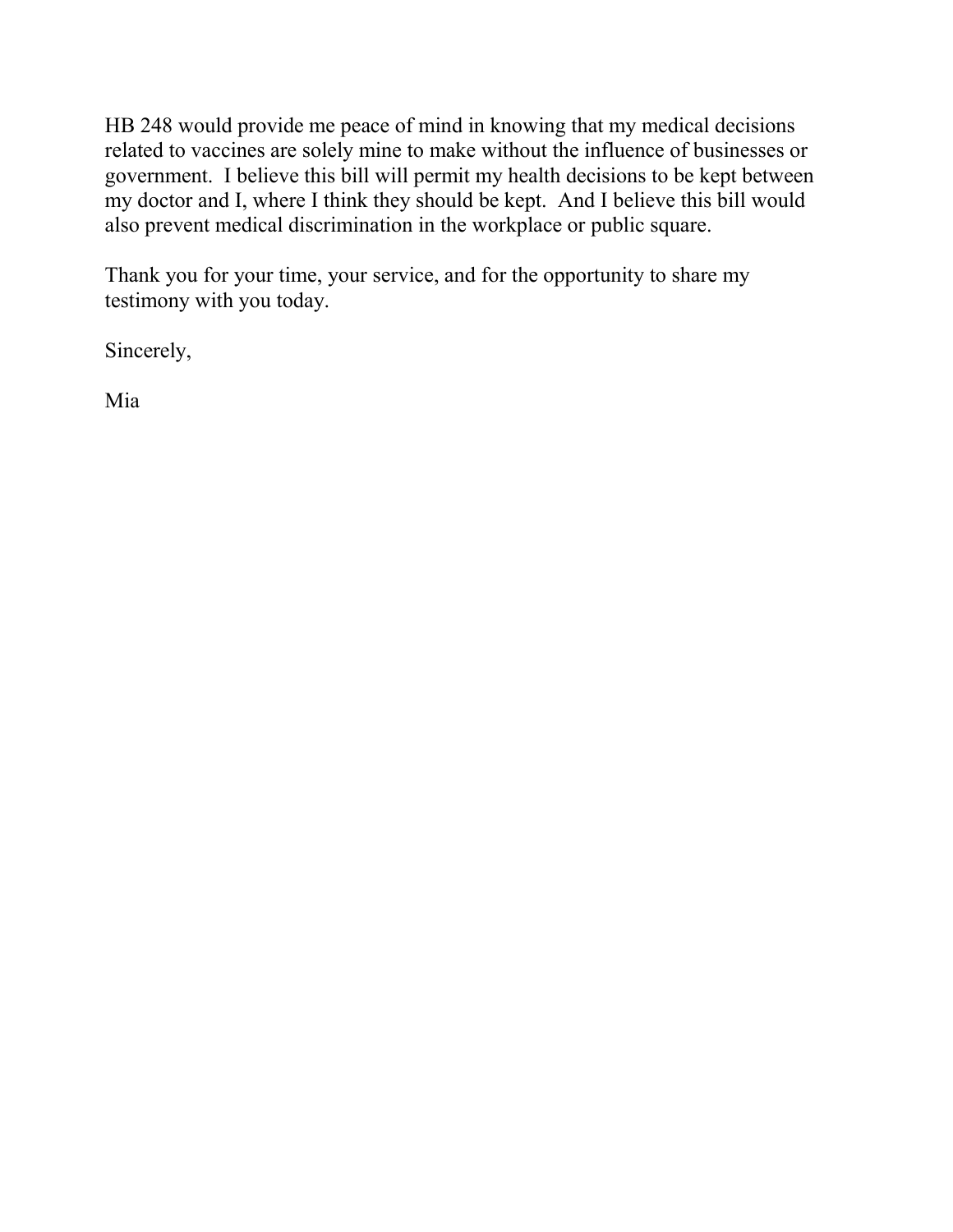HB 248 would provide me peace of mind in knowing that my medical decisions related to vaccines are solely mine to make without the influence of businesses or government.  I believe this bill will permit my health decisions to be kept between my doctor and I, where I think they should be kept.  And I believe this bill would also prevent medical discrimination in the workplace or public square.

Thank you for your time, your service, and for the opportunity to share my testimony with you today.

Sincerely,

Mia